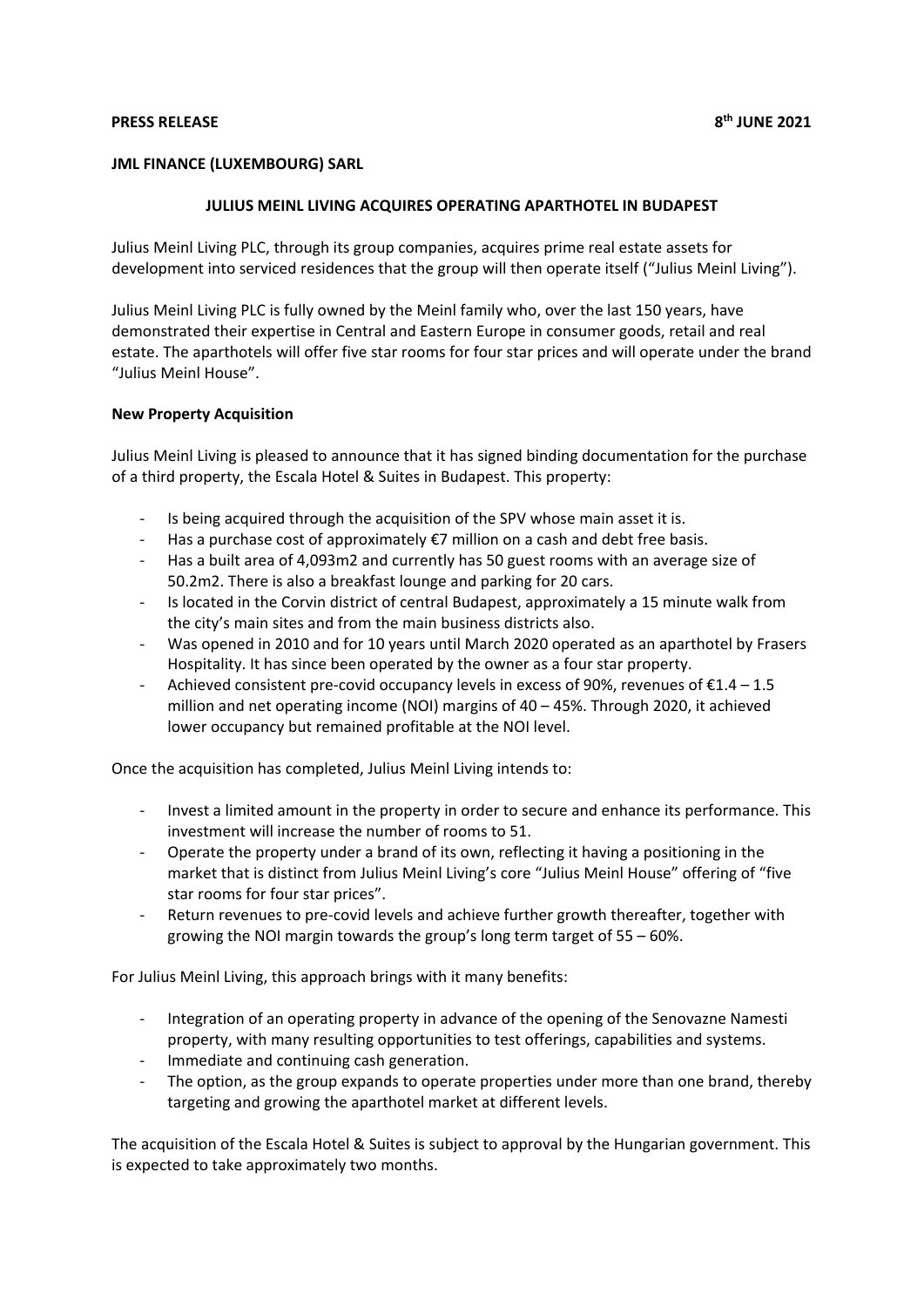**PRESS RELEASE** **8th JUNE 2021**

**JML FINANCE (LUXEMBOURG) SARL**

**JULIUS MEINL LIVING ACQUIRES OPERATING APARTHOTEL IN BUDAPEST**

Julius Meinl Living PLC, through its group companies, acquires prime real estate assets for development into serviced residences that the group will then operate itself ("Julius Meinl Living").

Julius Meinl Living PLC is fully owned by the Meinl family who, over the last 150 years, have demonstrated their expertise in Central and Eastern Europe in consumer goods, retail and real estate. The aparthotels will offer five star rooms for four star prices and will operate under the brand "Julius Meinl House".

**New Property Acquisition**

Julius Meinl Living is pleased to announce that it has signed binding documentation for the purchase of a third property, the Escala Hotel & Suites in Budapest. This property:

- Is being acquired through the acquisition of the SPV whose main asset it is.
- Has a purchase cost of approximately €7 million on a cash and debt free basis.
- Has a built area of 4,093m2 and currently has 50 guest rooms with an average size of 50.2m2. There is also a breakfast lounge and parking for 20 cars.
- Is located in the Corvin district of central Budapest, approximately a 15 minute walk from the city's main sites and from the main business districts also.
- Was opened in 2010 and for 10 years until March 2020 operated as an aparthotel by Frasers Hospitality. It has since been operated by the owner as a four star property.
- Achieved consistent pre-covid occupancy levels in excess of 90%, revenues of €1.4 – 1.5 million and net operating income (NOI) margins of 40 – 45%. Through 2020, it achieved lower occupancy but remained profitable at the NOI level.

Once the acquisition has completed, Julius Meinl Living intends to:

- Invest a limited amount in the property in order to secure and enhance its performance. This investment will increase the number of rooms to 51.
- Operate the property under a brand of its own, reflecting it having a positioning in the market that is distinct from Julius Meinl Living's core "Julius Meinl House" offering of "five star rooms for four star prices".
- Return revenues to pre-covid levels and achieve further growth thereafter, together with growing the NOI margin towards the group's long term target of 55 – 60%.

For Julius Meinl Living, this approach brings with it many benefits:

- Integration of an operating property in advance of the opening of the Senovazne Namesti property, with many resulting opportunities to test offerings, capabilities and systems.
- Immediate and continuing cash generation.
- The option, as the group expands to operate properties under more than one brand, thereby targeting and growing the aparthotel market at different levels.

The acquisition of the Escala Hotel & Suites is subject to approval by the Hungarian government. This is expected to take approximately two months.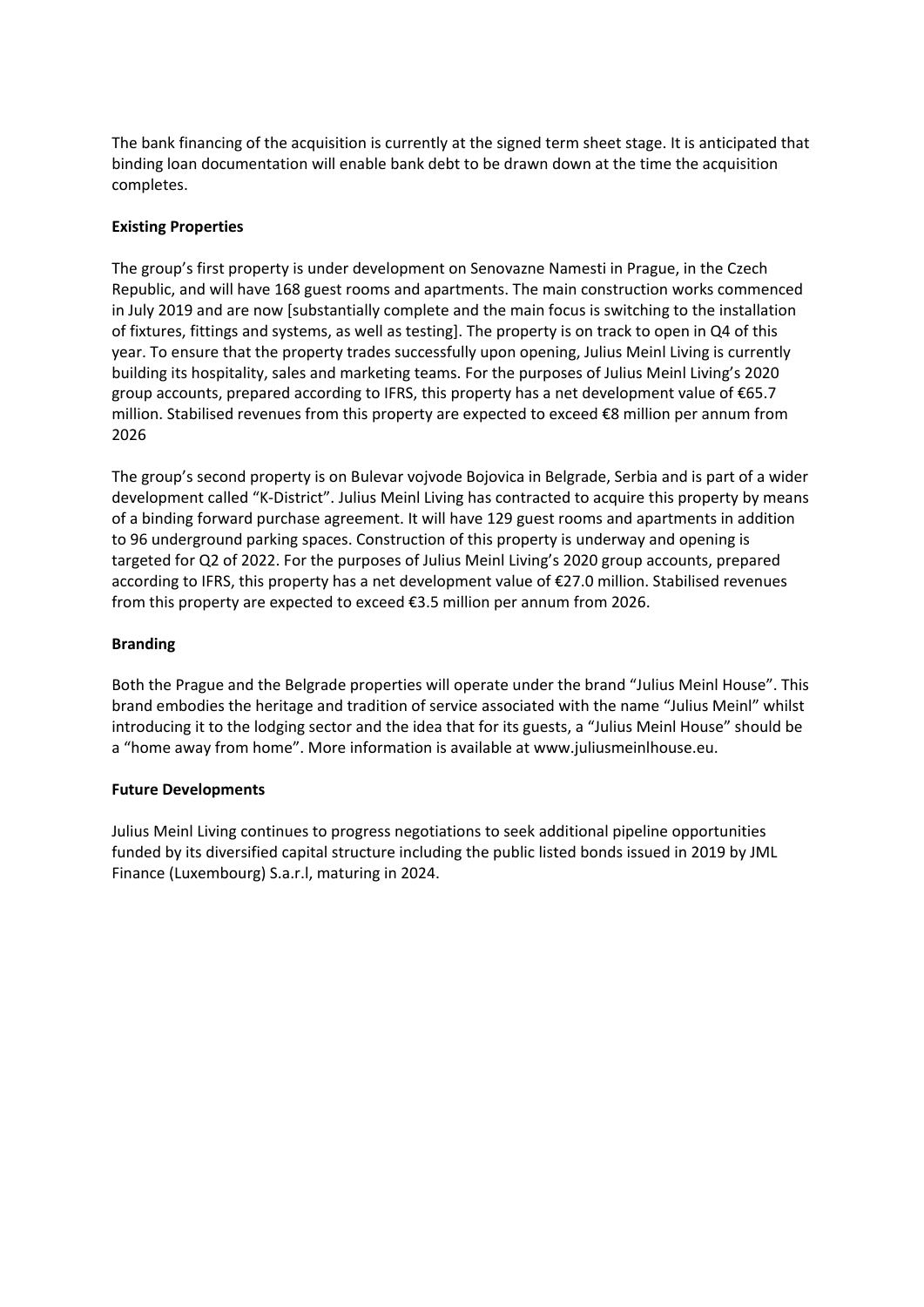The bank financing of the acquisition is currently at the signed term sheet stage. It is anticipated that binding loan documentation will enable bank debt to be drawn down at the time the acquisition completes.

**Existing Properties**

The group's first property is under development on Senovazne Namesti in Prague, in the Czech Republic, and will have 168 guest rooms and apartments. The main construction works commenced in July 2019 and are now [substantially complete and the main focus is switching to the installation of fixtures, fittings and systems, as well as testing]. The property is on track to open in Q4 of this year. To ensure that the property trades successfully upon opening, Julius Meinl Living is currently building its hospitality, sales and marketing teams. For the purposes of Julius Meinl Living's 2020 group accounts, prepared according to IFRS, this property has a net development value of €65.7 million. Stabilised revenues from this property are expected to exceed €8 million per annum from 2026

The group's second property is on Bulevar vojvode Bojovica in Belgrade, Serbia and is part of a wider development called "K-District". Julius Meinl Living has contracted to acquire this property by means of a binding forward purchase agreement. It will have 129 guest rooms and apartments in addition to 96 underground parking spaces. Construction of this property is underway and opening is targeted for Q2 of 2022. For the purposes of Julius Meinl Living's 2020 group accounts, prepared according to IFRS, this property has a net development value of €27.0 million. Stabilised revenues from this property are expected to exceed €3.5 million per annum from 2026.

**Branding**

Both the Prague and the Belgrade properties will operate under the brand "Julius Meinl House". This brand embodies the heritage and tradition of service associated with the name "Julius Meinl" whilst introducing it to the lodging sector and the idea that for its guests, a "Julius Meinl House" should be a "home away from home". More information is available at www.juliusmeinlhouse.eu.

**Future Developments**

Julius Meinl Living continues to progress negotiations to seek additional pipeline opportunities funded by its diversified capital structure including the public listed bonds issued in 2019 by JML Finance (Luxembourg) S.a.r.l, maturing in 2024.